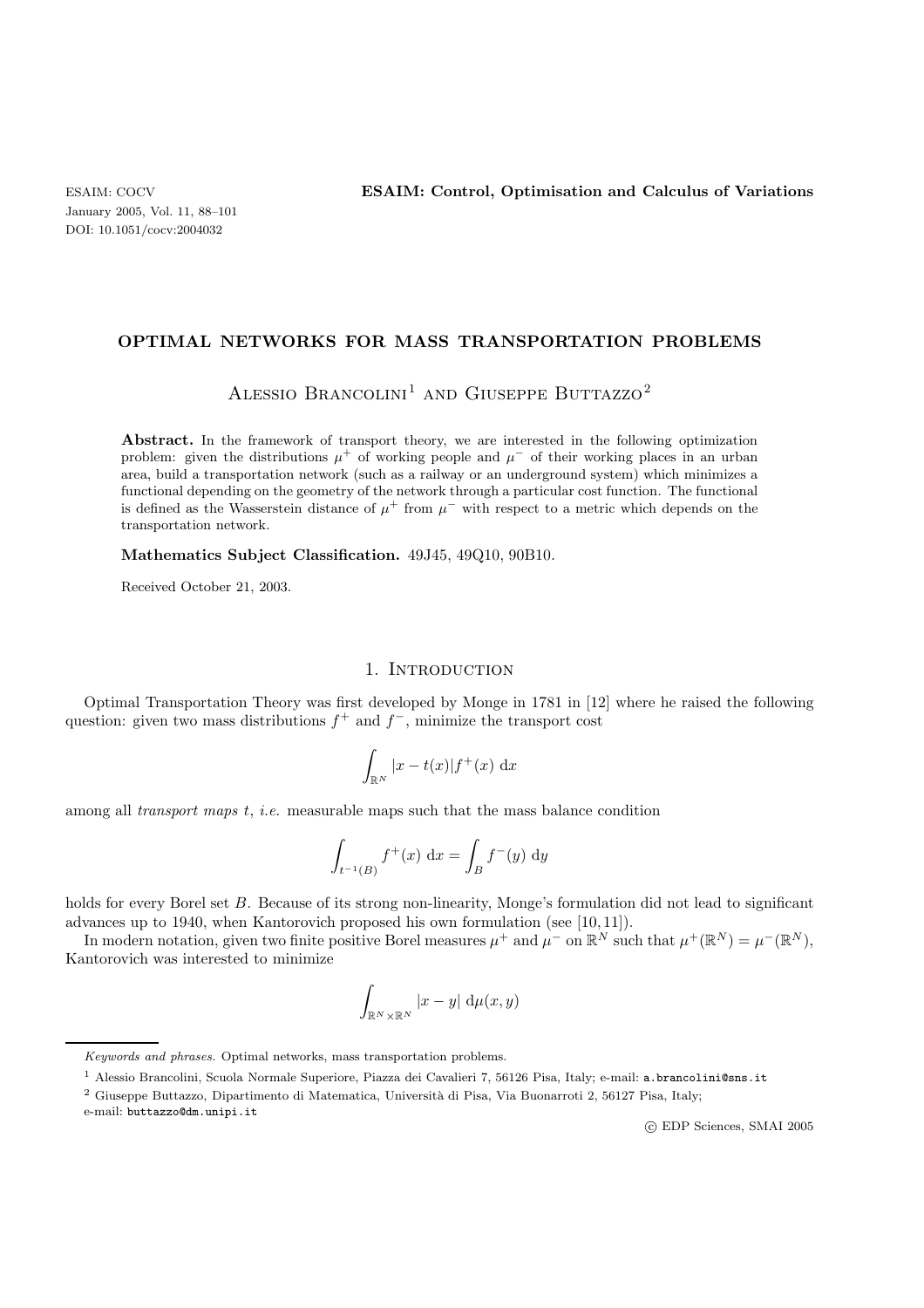# OPTIMAL NETWORKS FOR MASS TRANSPORTATION PROBLEMS

Alessio Brancolini[1] and Giuseppe Buttazzo[2]

**Abstract.** In the framework of transport theory, we are interested in the following optimization problem: given the distributions $\mu^+$ of working people and $\mu^-$ of their working places in an urban area, build a transportation network (such as a railway or an underground system) which minimizes a functional depending on the geometry of the network through a particular cost function. The functional is defined as the Wasserstein distance of $\mu^+$ from $\mu^-$ with respect to a metric which depends on the transportation network.

**Mathematics Subject Classification.** 49J45, 49Q10, 90B10.

Received October 21, 2003.

## 1. Introduction

Optimal Transportation Theory was first developed by Monge in 1781 in [12] where he raised the following question: given two mass distributions $f^+$ and $f^-$, minimize the transport cost

$$\int_{\mathbb{R}^N} |x - t(x)| f^+(x) \, \mathrm{d}x$$

among all *transport maps* $t$, *i.e.* measurable maps such that the mass balance condition

$$\int_{t^{-1}(B)} f^+(x) \, \mathrm{d}x = \int_B f^-(y) \, \mathrm{d}y$$

holds for every Borel set $B$. Because of its strong non-linearity, Monge's formulation did not lead to significant advances up to 1940, when Kantorovich proposed his own formulation (see [10, 11]).

In modern notation, given two finite positive Borel measures $\mu^+$ and $\mu^-$ on $\mathbb{R}^N$ such that $\mu^+(\mathbb{R}^N) = \mu^-(\mathbb{R}^N)$, Kantorovich was interested to minimize

$$\int_{\mathbb{R}^N \times \mathbb{R}^N} |x - y| \, \mathrm{d}\mu(x, y)$$

*Keywords and phrases.* Optimal networks, mass transportation problems.

[1] Alessio Brancolini, Scuola Normale Superiore, Piazza dei Cavalieri 7, 56126 Pisa, Italy; e-mail: a.brancolini@sns.it

[2] Giuseppe Buttazzo, Dipartimento di Matematica, Università di Pisa, Via Buonarroti 2, 56127 Pisa, Italy; e-mail: buttazzo@dm.unipi.it

© EDP Sciences, SMAI 2005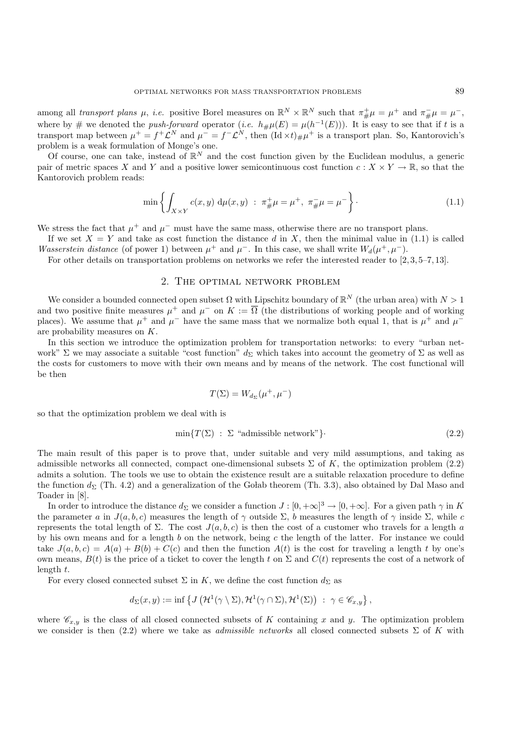among all *transport plans* $\mu$, *i.e.* positive Borel measures on $\mathbb{R}^N \times \mathbb{R}^N$ such that $\pi^+_\# \mu = \mu^+$ and $\pi^-_\# \mu = \mu^-$, where by $\#$ we denoted the *push-forward* operator (*i.e.* $h_\# \mu(E) = \mu(h^{-1}(E))$). It is easy to see that if $t$ is a transport map between $\mu^+ = f^+ \mathcal{L}^N$ and $\mu^- = f^- \mathcal{L}^N$, then $(\mathrm{Id} \times t)_\# \mu^+$ is a transport plan. So, Kantorovich's problem is a weak formulation of Monge's one.

Of course, one can take, instead of $\mathbb{R}^N$ and the cost function given by the Euclidean modulus, a generic pair of metric spaces $X$ and $Y$ and a positive lower semicontinuous cost function $c : X \times Y \to \mathbb{R}$, so that the Kantorovich problem reads:

$$\min \left\{ \int_{X \times Y} c(x,y) \, \mathrm{d}\mu(x,y) \ : \ \pi^+_\# \mu = \mu^+, \ \pi^-_\# \mu = \mu^- \right\} \cdot \tag{1.1}$$

We stress the fact that $\mu^+$ and $\mu^-$ must have the same mass, otherwise there are no transport plans.

If we set $X = Y$ and take as cost function the distance $d$ in $X$, then the minimal value in (1.1) is called *Wasserstein distance* (of power 1) between $\mu^+$ and $\mu^-$. In this case, we shall write $W_d(\mu^+, \mu^-)$.

For other details on transportation problems on networks we refer the interested reader to [2, 3, 5–7, 13].

## 2. The optimal network problem

We consider a bounded connected open subset $\Omega$ with Lipschitz boundary of $\mathbb{R}^N$ (the urban area) with $N > 1$ and two positive finite measures $\mu^+$ and $\mu^-$ on $K := \overline{\Omega}$ (the distributions of working people and of working places). We assume that $\mu^+$ and $\mu^-$ have the same mass that we normalize both equal 1, that is $\mu^+$ and $\mu^-$ are probability measures on $K$.

In this section we introduce the optimization problem for transportation networks: to every "urban network" $\Sigma$ we may associate a suitable "cost function" $d_\Sigma$ which takes into account the geometry of $\Sigma$ as well as the costs for customers to move with their own means and by means of the network. The cost functional will be then

$$T(\Sigma) = W_{d_\Sigma}(\mu^+, \mu^-)$$

so that the optimization problem we deal with is

$$\min\{T(\Sigma) \ : \ \Sigma \text{ "admissible network"}\} \cdot \tag{2.2}$$

The main result of this paper is to prove that, under suitable and very mild assumptions, and taking as admissible networks all connected, compact one-dimensional subsets $\Sigma$ of $K$, the optimization problem (2.2) admits a solution. The tools we use to obtain the existence result are a suitable relaxation procedure to define the function $d_\Sigma$ (Th. 4.2) and a generalization of the Gołab theorem (Th. 3.3), also obtained by Dal Maso and Toader in [8].

In order to introduce the distance $d_\Sigma$ we consider a function $J : [0, +\infty]^3 \to [0, +\infty]$. For a given path $\gamma$ in $K$ the parameter $a$ in $J(a,b,c)$ measures the length of $\gamma$ outside $\Sigma$, $b$ measures the length of $\gamma$ inside $\Sigma$, while $c$ represents the total length of $\Sigma$. The cost $J(a,b,c)$ is then the cost of a customer who travels for a length $a$ by his own means and for a length $b$ on the network, being $c$ the length of the latter. For instance we could take $J(a,b,c) = A(a) + B(b) + C(c)$ and then the function $A(t)$ is the cost for traveling a length $t$ by one's own means, $B(t)$ is the price of a ticket to cover the length $t$ on $\Sigma$ and $C(t)$ represents the cost of a network of length $t$.

For every closed connected subset $\Sigma$ in $K$, we define the cost function $d_\Sigma$ as

$$d_\Sigma(x,y) := \inf \left\{ J\left(\mathcal{H}^1(\gamma \setminus \Sigma), \mathcal{H}^1(\gamma \cap \Sigma), \mathcal{H}^1(\Sigma)\right) \ : \ \gamma \in \mathscr{C}_{x,y} \right\},$$

where $\mathscr{C}_{x,y}$ is the class of all closed connected subsets of $K$ containing $x$ and $y$. The optimization problem we consider is then (2.2) where we take as *admissible networks* all closed connected subsets $\Sigma$ of $K$ with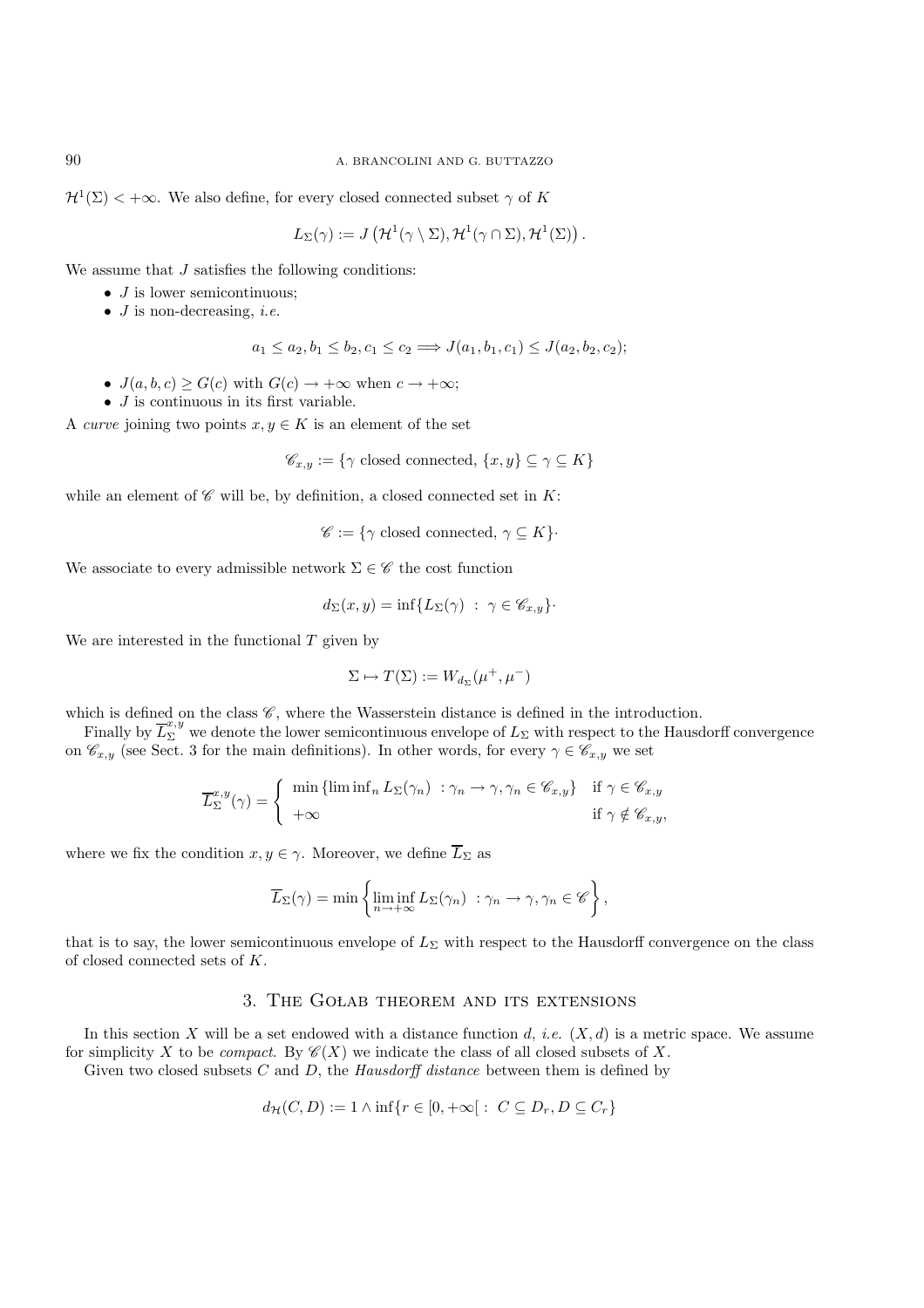$\mathcal{H}^1(\Sigma) < +\infty$. We also define, for every closed connected subset $\gamma$ of $K$

$$L_\Sigma(\gamma) := J\left(\mathcal{H}^1(\gamma \setminus \Sigma), \mathcal{H}^1(\gamma \cap \Sigma), \mathcal{H}^1(\Sigma)\right).$$

We assume that $J$ satisfies the following conditions:

- $J$ is lower semicontinuous;
- $J$ is non-decreasing, *i.e.*

$$a_1 \leq a_2, b_1 \leq b_2, c_1 \leq c_2 \Longrightarrow J(a_1, b_1, c_1) \leq J(a_2, b_2, c_2);$$

- $J(a, b, c) \geq G(c)$ with $G(c) \to +\infty$ when $c \to +\infty$;
- $J$ is continuous in its first variable.

A *curve* joining two points $x, y \in K$ is an element of the set

$$\mathscr{C}_{x,y} := \{\gamma \text{ closed connected}, \{x, y\} \subseteq \gamma \subseteq K\}$$

while an element of $\mathscr{C}$ will be, by definition, a closed connected set in $K$:

$$\mathscr{C} := \{\gamma \text{ closed connected}, \gamma \subseteq K\}\cdot$$

We associate to every admissible network $\Sigma \in \mathscr{C}$ the cost function

$$d_\Sigma(x, y) = \inf\{L_\Sigma(\gamma) \ : \ \gamma \in \mathscr{C}_{x,y}\}\cdot$$

We are interested in the functional $T$ given by

$$\Sigma \mapsto T(\Sigma) := W_{d_\Sigma}(\mu^+, \mu^-)$$

which is defined on the class $\mathscr{C}$, where the Wasserstein distance is defined in the introduction.

Finally by $\overline{L}_\Sigma^{x,y}$ we denote the lower semicontinuous envelope of $L_\Sigma$ with respect to the Hausdorff convergence on $\mathscr{C}_{x,y}$ (see Sect. 3 for the main definitions). In other words, for every $\gamma \in \mathscr{C}_{x,y}$ we set

$$\overline{L}_\Sigma^{x,y}(\gamma) = \begin{cases} \min\{\liminf_n L_\Sigma(\gamma_n) \ : \gamma_n \to \gamma, \gamma_n \in \mathscr{C}_{x,y}\} & \text{if } \gamma \in \mathscr{C}_{x,y} \\ +\infty & \text{if } \gamma \notin \mathscr{C}_{x,y}, \end{cases}$$

where we fix the condition $x, y \in \gamma$. Moreover, we define $\overline{L}_\Sigma$ as

$$\overline{L}_\Sigma(\gamma) = \min\left\{\liminf_{n \to +\infty} L_\Sigma(\gamma_n) \ : \gamma_n \to \gamma, \gamma_n \in \mathscr{C}\right\},$$

that is to say, the lower semicontinuous envelope of $L_\Sigma$ with respect to the Hausdorff convergence on the class of closed connected sets of $K$.

## 3. The Gołab theorem and its extensions

In this section $X$ will be a set endowed with a distance function $d$, *i.e.* $(X, d)$ is a metric space. We assume for simplicity $X$ to be *compact*. By $\mathscr{C}(X)$ we indicate the class of all closed subsets of $X$.

Given two closed subsets $C$ and $D$, the *Hausdorff distance* between them is defined by

$$d_{\mathcal{H}}(C, D) := 1 \wedge \inf\{r \in [0, +\infty[ \ : \ C \subseteq D_r, D \subseteq C_r\}$$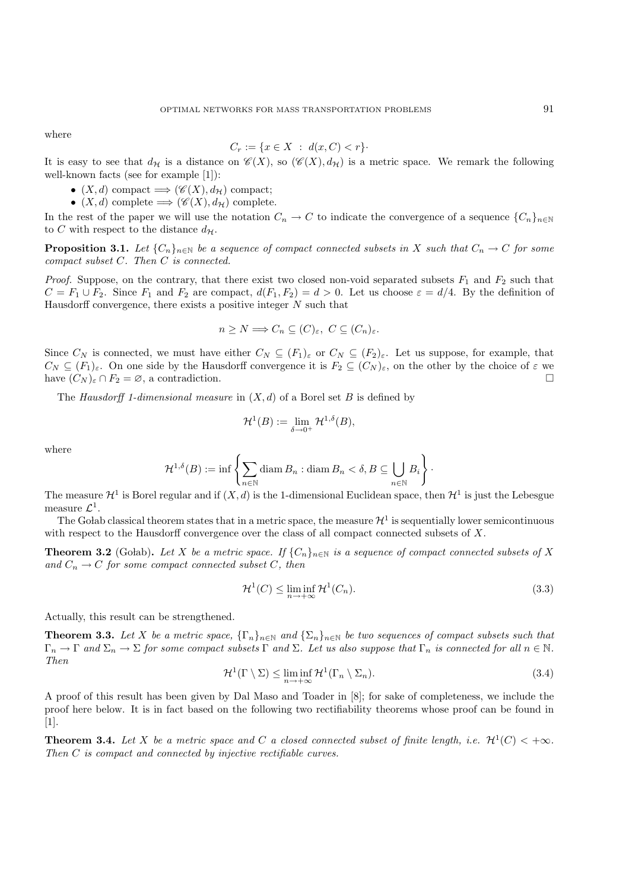where

$$C_r := \{x \in X \ : \ d(x, C) < r\}\cdot$$

It is easy to see that $d_{\mathcal{H}}$ is a distance on $\mathscr{C}(X)$, so $(\mathscr{C}(X), d_{\mathcal{H}})$ is a metric space. We remark the following well-known facts (see for example [1]):

- $(X, d)$ compact $\Longrightarrow (\mathscr{C}(X), d_{\mathcal{H}})$ compact;
- $(X, d)$ complete $\Longrightarrow (\mathscr{C}(X), d_{\mathcal{H}})$ complete.

In the rest of the paper we will use the notation $C_n \to C$ to indicate the convergence of a sequence $\{C_n\}_{n\in\mathbb{N}}$ to $C$ with respect to the distance $d_{\mathcal{H}}$.

**Proposition 3.1.** *Let $\{C_n\}_{n\in\mathbb{N}}$ be a sequence of compact connected subsets in $X$ such that $C_n \to C$ for some compact subset $C$. Then $C$ is connected.*

*Proof.* Suppose, on the contrary, that there exist two closed non-void separated subsets $F_1$ and $F_2$ such that $C = F_1 \cup F_2$. Since $F_1$ and $F_2$ are compact, $d(F_1, F_2) = d > 0$. Let us choose $\varepsilon = d/4$. By the definition of Hausdorff convergence, there exists a positive integer $N$ such that

$$n \geq N \Longrightarrow C_n \subseteq (C)_\varepsilon, \ C \subseteq (C_n)_\varepsilon.$$

Since $C_N$ is connected, we must have either $C_N \subseteq (F_1)_\varepsilon$ or $C_N \subseteq (F_2)_\varepsilon$. Let us suppose, for example, that $C_N \subseteq (F_1)_\varepsilon$. On one side by the Hausdorff convergence it is $F_2 \subseteq (C_N)_\varepsilon$, on the other by the choice of $\varepsilon$ we have $(C_N)_\varepsilon \cap F_2 = \varnothing$, a contradiction. □

The *Hausdorff 1-dimensional measure* in $(X, d)$ of a Borel set $B$ is defined by

$$\mathcal{H}^1(B) := \lim_{\delta\to 0^+} \mathcal{H}^{1,\delta}(B),$$

where

$$\mathcal{H}^{1,\delta}(B) := \inf\left\{\sum_{n\in\mathbb{N}} \operatorname{diam} B_n : \operatorname{diam} B_n < \delta, B \subseteq \bigcup_{n\in\mathbb{N}} B_i\right\}.$$

The measure $\mathcal{H}^1$ is Borel regular and if $(X, d)$ is the 1-dimensional Euclidean space, then $\mathcal{H}^1$ is just the Lebesgue measure $\mathcal{L}^1$.

The Gołab classical theorem states that in a metric space, the measure $\mathcal{H}^1$ is sequentially lower semicontinuous with respect to the Hausdorff convergence over the class of all compact connected subsets of $X$.

**Theorem 3.2** (Gołab)**.** *Let $X$ be a metric space. If $\{C_n\}_{n\in\mathbb{N}}$ is a sequence of compact connected subsets of $X$ and $C_n \to C$ for some compact connected subset $C$, then*

$$\mathcal{H}^1(C) \leq \liminf_{n\to+\infty} \mathcal{H}^1(C_n). \tag{3.3}$$

Actually, this result can be strengthened.

**Theorem 3.3.** *Let $X$ be a metric space, $\{\Gamma_n\}_{n\in\mathbb{N}}$ and $\{\Sigma_n\}_{n\in\mathbb{N}}$ be two sequences of compact subsets such that $\Gamma_n \to \Gamma$ and $\Sigma_n \to \Sigma$ for some compact subsets $\Gamma$ and $\Sigma$. Let us also suppose that $\Gamma_n$ is connected for all $n \in \mathbb{N}$. Then*

$$\mathcal{H}^1(\Gamma \setminus \Sigma) \leq \liminf_{n\to+\infty} \mathcal{H}^1(\Gamma_n \setminus \Sigma_n). \tag{3.4}$$

A proof of this result has been given by Dal Maso and Toader in [8]; for sake of completeness, we include the proof here below. It is in fact based on the following two rectifiability theorems whose proof can be found in [1].

**Theorem 3.4.** *Let $X$ be a metric space and $C$ a closed connected subset of finite length, i.e. $\mathcal{H}^1(C) < +\infty$. Then $C$ is compact and connected by injective rectifiable curves.*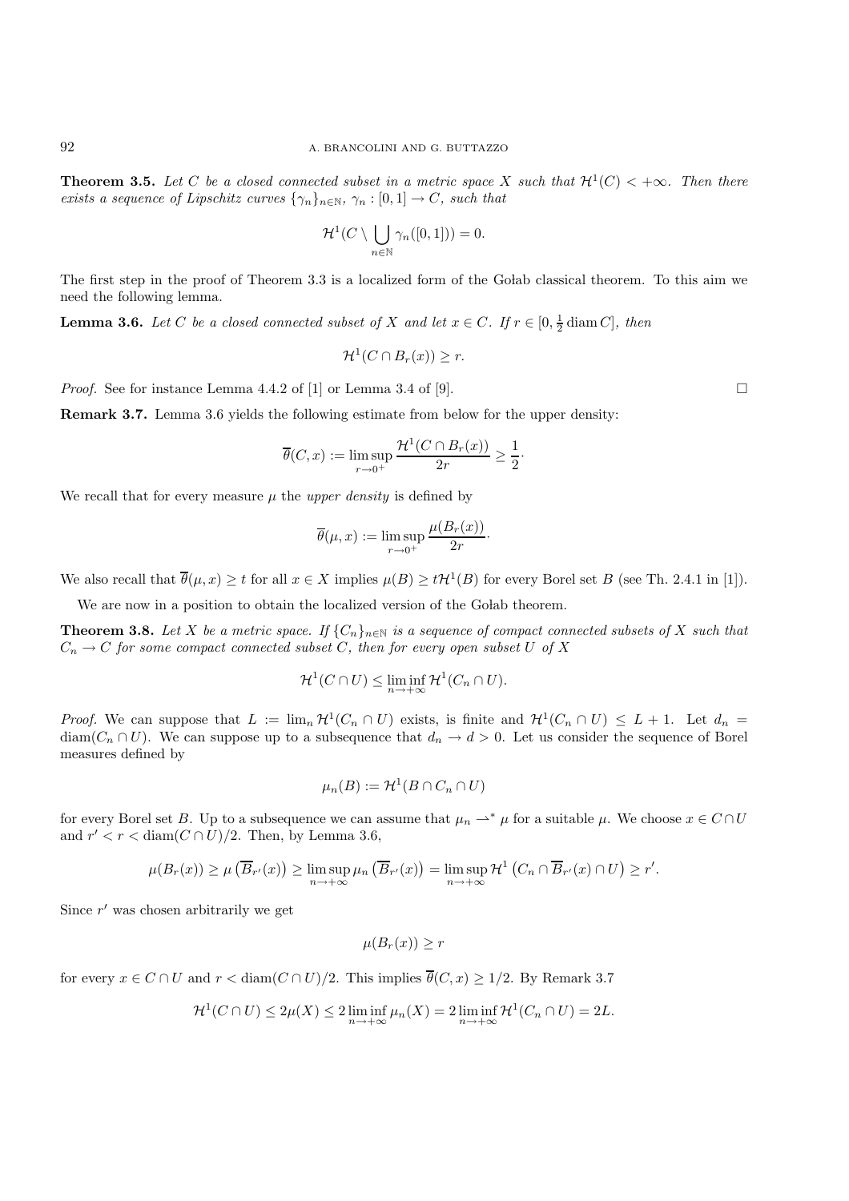**Theorem 3.5.** *Let $C$ be a closed connected subset in a metric space $X$ such that $\mathcal{H}^1(C) < +\infty$. Then there exists a sequence of Lipschitz curves $\{\gamma_n\}_{n\in\mathbb{N}}$, $\gamma_n : [0,1] \to C$, such that*

$$\mathcal{H}^1(C \setminus \bigcup_{n\in\mathbb{N}} \gamma_n([0,1])) = 0.$$

The first step in the proof of Theorem 3.3 is a localized form of the Gołab classical theorem. To this aim we need the following lemma.

**Lemma 3.6.** *Let $C$ be a closed connected subset of $X$ and let $x \in C$. If $r \in [0, \frac{1}{2}\operatorname{diam} C]$, then*

$$\mathcal{H}^1(C \cap B_r(x)) \geq r.$$

*Proof.* See for instance Lemma 4.4.2 of [1] or Lemma 3.4 of [9]. □

**Remark 3.7.** Lemma 3.6 yields the following estimate from below for the upper density:

$$\overline{\theta}(C, x) := \limsup_{r\to 0^+} \frac{\mathcal{H}^1(C \cap B_r(x))}{2r} \geq \frac{1}{2}\cdot$$

We recall that for every measure $\mu$ the *upper density* is defined by

$$\overline{\theta}(\mu, x) := \limsup_{r\to 0^+} \frac{\mu(B_r(x))}{2r}\cdot$$

We also recall that $\overline{\theta}(\mu, x) \geq t$ for all $x \in X$ implies $\mu(B) \geq t\mathcal{H}^1(B)$ for every Borel set $B$ (see Th. 2.4.1 in [1]).

We are now in a position to obtain the localized version of the Gołab theorem.

**Theorem 3.8.** *Let $X$ be a metric space. If $\{C_n\}_{n\in\mathbb{N}}$ is a sequence of compact connected subsets of $X$ such that $C_n \to C$ for some compact connected subset $C$, then for every open subset $U$ of $X$*

$$\mathcal{H}^1(C \cap U) \leq \liminf_{n\to+\infty} \mathcal{H}^1(C_n \cap U).$$

*Proof.* We can suppose that $L := \lim_n \mathcal{H}^1(C_n \cap U)$ exists, is finite and $\mathcal{H}^1(C_n \cap U) \leq L + 1$. Let $d_n = \operatorname{diam}(C_n \cap U)$. We can suppose up to a subsequence that $d_n \to d > 0$. Let us consider the sequence of Borel measures defined by

$$\mu_n(B) := \mathcal{H}^1(B \cap C_n \cap U)$$

for every Borel set $B$. Up to a subsequence we can assume that $\mu_n \rightharpoonup^* \mu$ for a suitable $\mu$. We choose $x \in C \cap U$ and $r' < r < \operatorname{diam}(C \cap U)/2$. Then, by Lemma 3.6,

$$\mu(B_r(x)) \geq \mu\left(\overline{B}_{r'}(x)\right) \geq \limsup_{n\to+\infty} \mu_n\left(\overline{B}_{r'}(x)\right) = \limsup_{n\to+\infty} \mathcal{H}^1\left(C_n \cap \overline{B}_{r'}(x) \cap U\right) \geq r'.$$

Since $r'$ was chosen arbitrarily we get

$$\mu(B_r(x)) \geq r$$

for every $x \in C \cap U$ and $r < \operatorname{diam}(C \cap U)/2$. This implies $\overline{\theta}(C, x) \geq 1/2$. By Remark 3.7

$$\mathcal{H}^1(C \cap U) \leq 2\mu(X) \leq 2 \liminf_{n\to+\infty} \mu_n(X) = 2 \liminf_{n\to+\infty} \mathcal{H}^1(C_n \cap U) = 2L.$$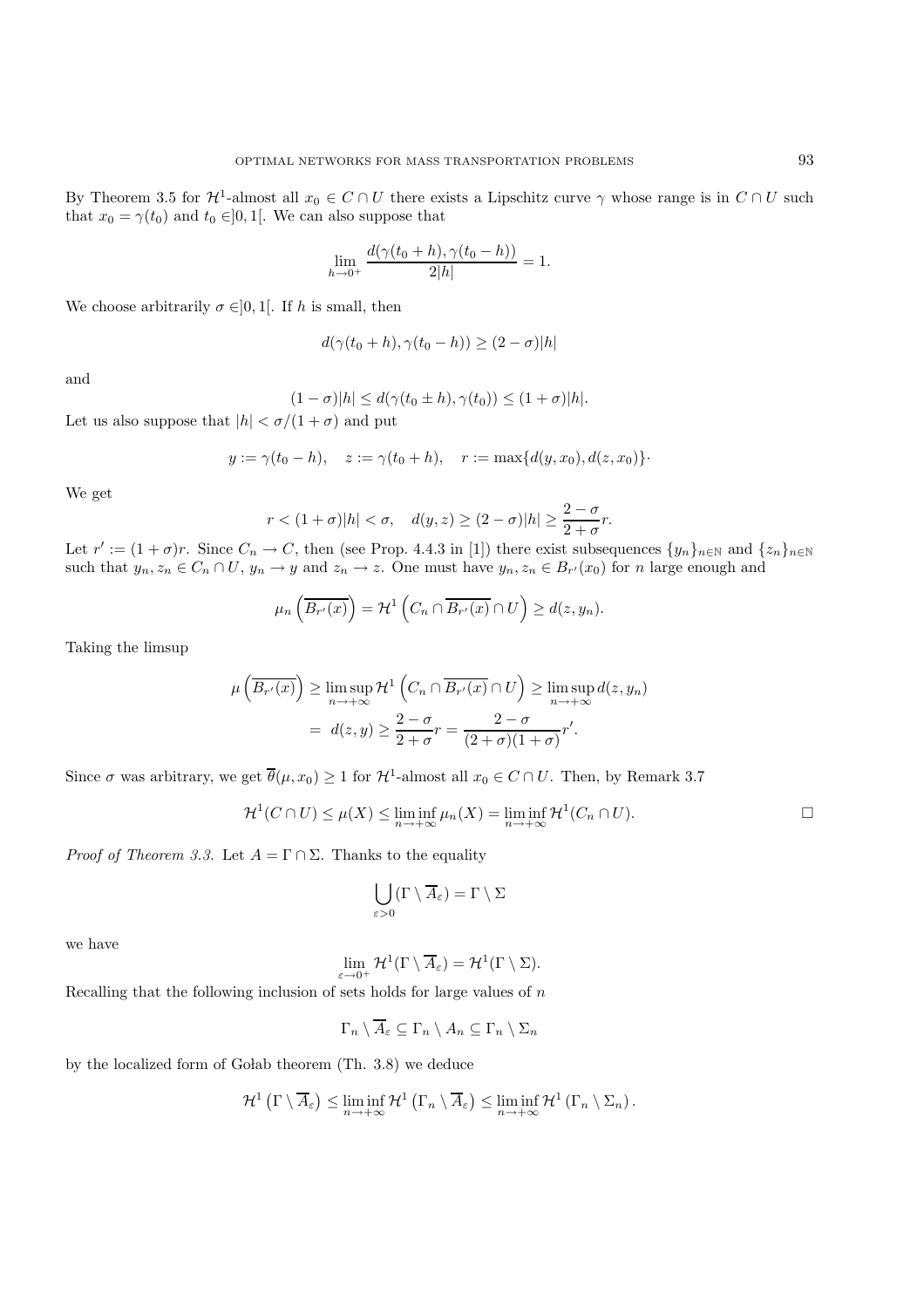By Theorem 3.5 for $\mathcal{H}^1$-almost all $x_0 \in C \cap U$ there exists a Lipschitz curve $\gamma$ whose range is in $C \cap U$ such that $x_0 = \gamma(t_0)$ and $t_0 \in ]0,1[$. We can also suppose that

$$\lim_{h\to 0^+} \frac{d(\gamma(t_0+h), \gamma(t_0-h))}{2|h|} = 1.$$

We choose arbitrarily $\sigma \in ]0,1[$. If $h$ is small, then

$$d(\gamma(t_0+h), \gamma(t_0-h)) \geq (2-\sigma)|h|$$

and

$$(1-\sigma)|h| \leq d(\gamma(t_0 \pm h), \gamma(t_0)) \leq (1+\sigma)|h|.$$

Let us also suppose that $|h| < \sigma/(1+\sigma)$ and put

$$y := \gamma(t_0 - h), \quad z := \gamma(t_0+h), \quad r := \max\{d(y, x_0), d(z, x_0)\}\cdot$$

We get

$$r < (1+\sigma)|h| < \sigma, \quad d(y,z) \geq (2-\sigma)|h| \geq \frac{2-\sigma}{2+\sigma} r.$$

Let $r' := (1+\sigma)r$. Since $C_n \to C$, then (see Prop. 4.4.3 in [1]) there exist subsequences $\{y_n\}_{n\in\mathbb{N}}$ and $\{z_n\}_{n\in\mathbb{N}}$ such that $y_n, z_n \in C_n \cap U$, $y_n \to y$ and $z_n \to z$. One must have $y_n, z_n \in B_{r'}(x_0)$ for $n$ large enough and

$$\mu_n\left(\overline{B_{r'}(x)}\right) = \mathcal{H}^1\left(C_n \cap \overline{B_{r'}(x)} \cap U\right) \geq d(z, y_n).$$

Taking the limsup

$$\begin{aligned}
\mu\left(\overline{B_{r'}(x)}\right) &\geq \limsup_{n\to+\infty} \mathcal{H}^1\left(C_n \cap \overline{B_{r'}(x)} \cap U\right) \geq \limsup_{n\to+\infty} d(z, y_n) \\
&= d(z,y) \geq \frac{2-\sigma}{2+\sigma} r = \frac{2-\sigma}{(2+\sigma)(1+\sigma)} r'.
\end{aligned}$$

Since $\sigma$ was arbitrary, we get $\overline{\theta}(\mu, x_0) \geq 1$ for $\mathcal{H}^1$-almost all $x_0 \in C \cap U$. Then, by Remark 3.7

$$\mathcal{H}^1(C \cap U) \leq \mu(X) \leq \liminf_{n\to+\infty} \mu_n(X) = \liminf_{n\to+\infty} \mathcal{H}^1(C_n \cap U). \qquad \square$$

*Proof of Theorem 3.3.* Let $A = \Gamma \cap \Sigma$. Thanks to the equality

$$\bigcup_{\varepsilon>0} (\Gamma \setminus \overline{A}_\varepsilon) = \Gamma \setminus \Sigma$$

we have

$$\lim_{\varepsilon\to 0^+} \mathcal{H}^1(\Gamma \setminus \overline{A}_\varepsilon) = \mathcal{H}^1(\Gamma \setminus \Sigma).$$

Recalling that the following inclusion of sets holds for large values of $n$

$$\Gamma_n \setminus \overline{A}_\varepsilon \subseteq \Gamma_n \setminus A_n \subseteq \Gamma_n \setminus \Sigma_n$$

by the localized form of Gołab theorem (Th. 3.8) we deduce

$$\mathcal{H}^1\left(\Gamma \setminus \overline{A}_\varepsilon\right) \leq \liminf_{n\to+\infty} \mathcal{H}^1\left(\Gamma_n \setminus \overline{A}_\varepsilon\right) \leq \liminf_{n\to+\infty} \mathcal{H}^1\left(\Gamma_n \setminus \Sigma_n\right).$$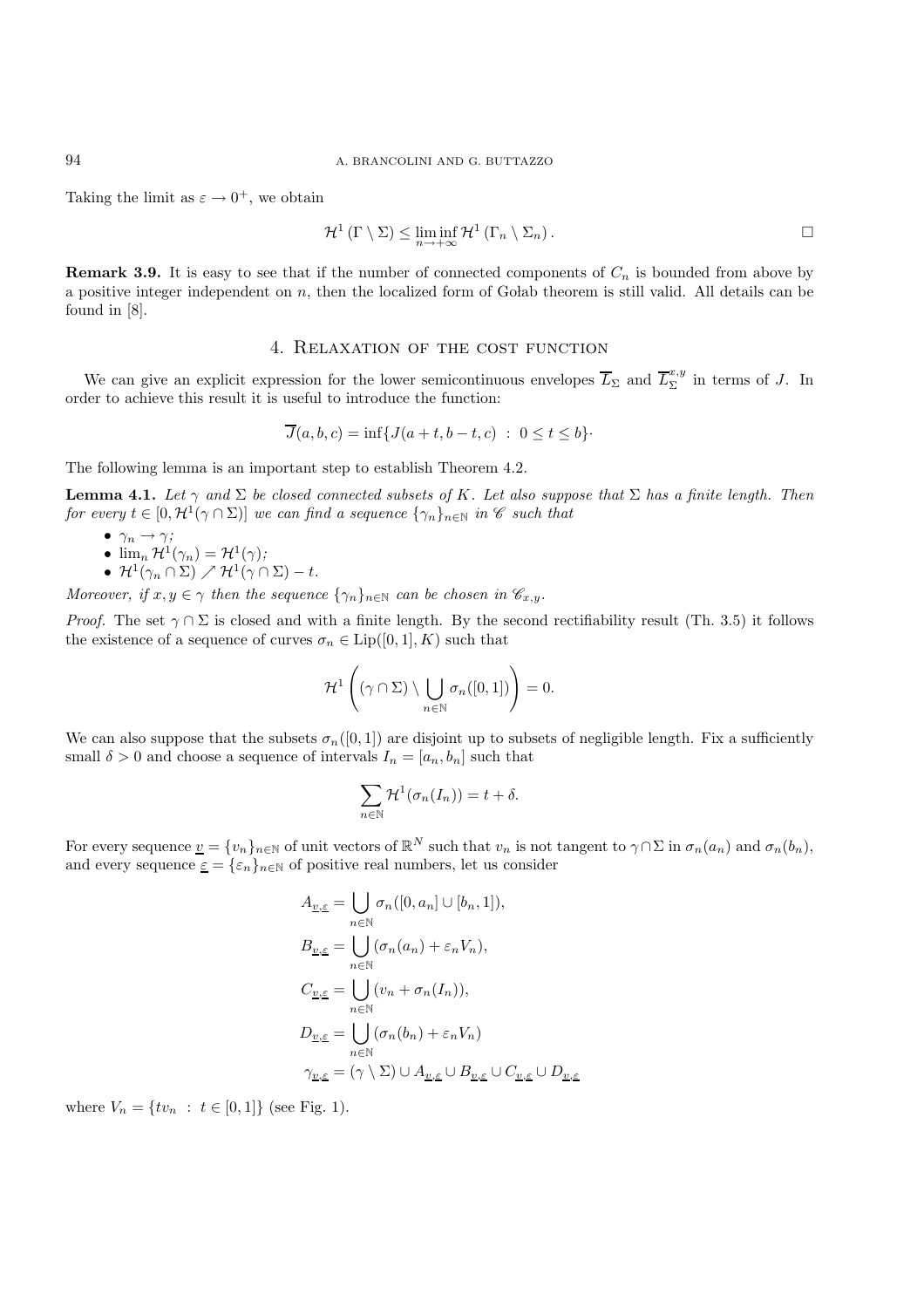Taking the limit as $\varepsilon \to 0^+$, we obtain

$$\mathcal{H}^1(\Gamma \setminus \Sigma) \le \liminf_{n \to +\infty} \mathcal{H}^1(\Gamma_n \setminus \Sigma_n). \qquad \square$$

**Remark 3.9.** It is easy to see that if the number of connected components of $C_n$ is bounded from above by a positive integer independent on $n$, then the localized form of Gołab theorem is still valid. All details can be found in [8].

## 4. Relaxation of the cost function

We can give an explicit expression for the lower semicontinuous envelopes $\overline{L}_\Sigma$ and $\overline{L}_\Sigma^{x,y}$ in terms of $J$. In order to achieve this result it is useful to introduce the function:

$$\overline{J}(a,b,c) = \inf\{J(a+t, b-t, c) \ : \ 0 \le t \le b\}.$$

The following lemma is an important step to establish Theorem 4.2.

**Lemma 4.1.** *Let $\gamma$ and $\Sigma$ be closed connected subsets of $K$. Let also suppose that $\Sigma$ has a finite length. Then for every $t \in [0, \mathcal{H}^1(\gamma \cap \Sigma)]$ we can find a sequence $\{\gamma_n\}_{n\in\mathbb{N}}$ in $\mathscr{C}$ such that*

- $\gamma_n \to \gamma$;
- $\lim_n \mathcal{H}^1(\gamma_n) = \mathcal{H}^1(\gamma)$;
- $\mathcal{H}^1(\gamma_n \cap \Sigma) \nearrow \mathcal{H}^1(\gamma \cap \Sigma) - t$.

*Moreover, if $x, y \in \gamma$ then the sequence $\{\gamma_n\}_{n\in\mathbb{N}}$ can be chosen in $\mathscr{C}_{x,y}$.*

*Proof.* The set $\gamma \cap \Sigma$ is closed and with a finite length. By the second rectifiability result (Th. 3.5) it follows the existence of a sequence of curves $\sigma_n \in \mathrm{Lip}([0,1], K)$ such that

$$\mathcal{H}^1\left((\gamma \cap \Sigma) \setminus \bigcup_{n\in\mathbb{N}} \sigma_n([0,1])\right) = 0.$$

We can also suppose that the subsets $\sigma_n([0,1])$ are disjoint up to subsets of negligible length. Fix a sufficiently small $\delta > 0$ and choose a sequence of intervals $I_n = [a_n, b_n]$ such that

$$\sum_{n\in\mathbb{N}} \mathcal{H}^1(\sigma_n(I_n)) = t + \delta.$$

For every sequence $\underline{v} = \{v_n\}_{n\in\mathbb{N}}$ of unit vectors of $\mathbb{R}^N$ such that $v_n$ is not tangent to $\gamma \cap \Sigma$ in $\sigma_n(a_n)$ and $\sigma_n(b_n)$, and every sequence $\underline{\varepsilon} = \{\varepsilon_n\}_{n\in\mathbb{N}}$ of positive real numbers, let us consider

$$\begin{aligned}
A_{\underline{v},\underline{\varepsilon}} &= \bigcup_{n\in\mathbb{N}} \sigma_n([0,a_n] \cup [b_n,1]),\\
B_{\underline{v},\underline{\varepsilon}} &= \bigcup_{n\in\mathbb{N}} (\sigma_n(a_n) + \varepsilon_n V_n),\\
C_{\underline{v},\underline{\varepsilon}} &= \bigcup_{n\in\mathbb{N}} (v_n + \sigma_n(I_n)),\\
D_{\underline{v},\underline{\varepsilon}} &= \bigcup_{n\in\mathbb{N}} (\sigma_n(b_n) + \varepsilon_n V_n)\\
\gamma_{\underline{v},\underline{\varepsilon}} &= (\gamma \setminus \Sigma) \cup A_{\underline{v},\underline{\varepsilon}} \cup B_{\underline{v},\underline{\varepsilon}} \cup C_{\underline{v},\underline{\varepsilon}} \cup D_{\underline{v},\underline{\varepsilon}}
\end{aligned}$$

where $V_n = \{tv_n \ : \ t \in [0,1]\}$ (see Fig. 1).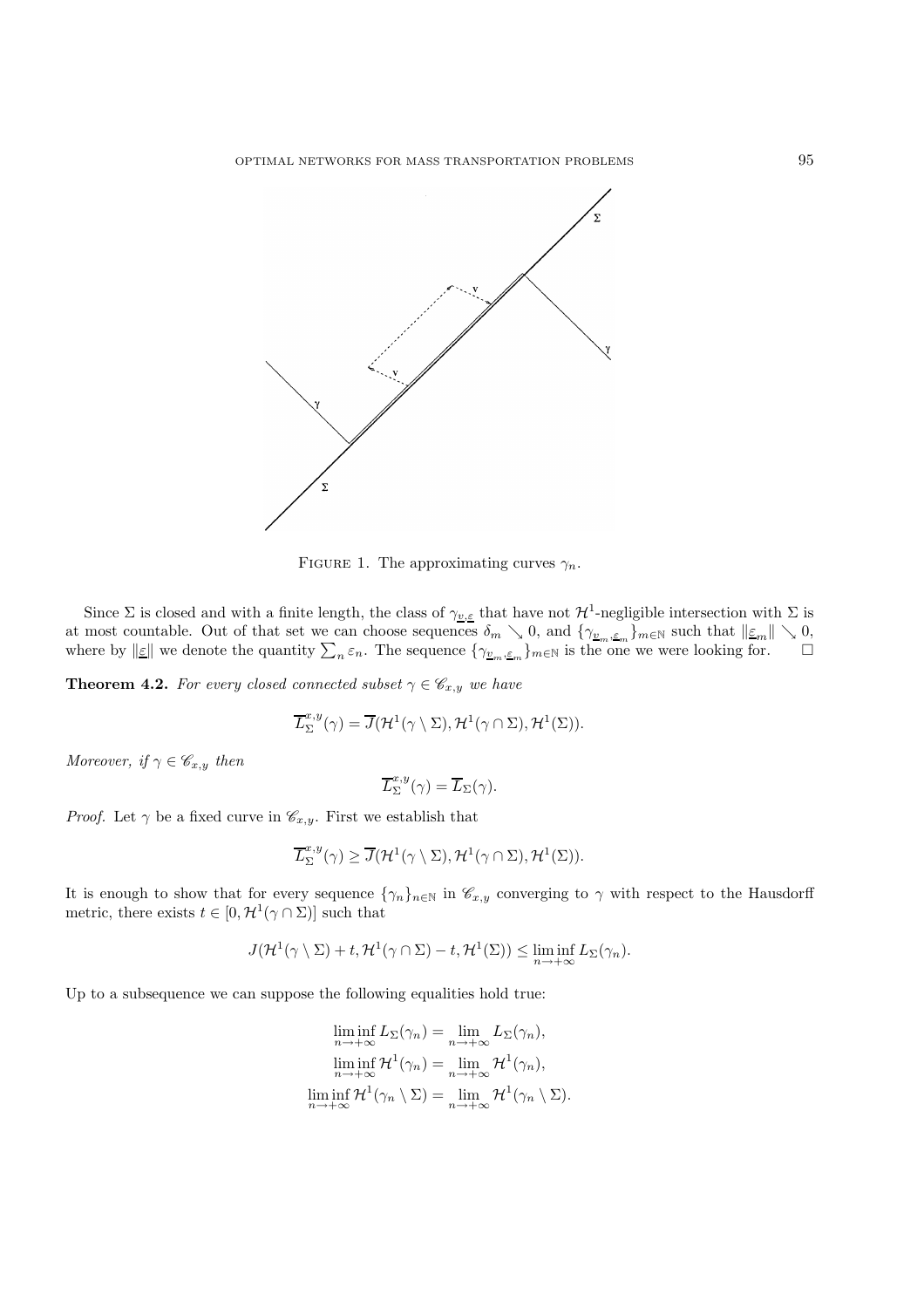FIGURE 1. The approximating curves $\gamma_n$.

Since $\Sigma$ is closed and with a finite length, the class of $\gamma_{\underline{v},\underline{\varepsilon}}$ that have not $\mathcal{H}^1$-negligible intersection with $\Sigma$ is at most countable. Out of that set we can choose sequences $\delta_m \searrow 0$, and $\{\gamma_{\underline{v}_m,\underline{\varepsilon}_m}\}_{m\in\mathbb{N}}$ such that $\|\underline{\varepsilon}_m\| \searrow 0$, where by $\|\underline{\varepsilon}\|$ we denote the quantity $\sum_n \varepsilon_n$. The sequence $\{\gamma_{\underline{v}_m,\underline{\varepsilon}_m}\}_{m\in\mathbb{N}}$ is the one we were looking for. $\square$

**Theorem 4.2.** *For every closed connected subset $\gamma \in \mathscr{C}_{x,y}$ we have*

$$\overline{L}_\Sigma^{x,y}(\gamma) = \overline{J}(\mathcal{H}^1(\gamma \setminus \Sigma), \mathcal{H}^1(\gamma \cap \Sigma), \mathcal{H}^1(\Sigma)).$$

*Moreover, if $\gamma \in \mathscr{C}_{x,y}$ then*

$$\overline{L}_\Sigma^{x,y}(\gamma) = \overline{L}_\Sigma(\gamma).$$

*Proof.* Let $\gamma$ be a fixed curve in $\mathscr{C}_{x,y}$. First we establish that

$$\overline{L}_\Sigma^{x,y}(\gamma) \geq \overline{J}(\mathcal{H}^1(\gamma \setminus \Sigma), \mathcal{H}^1(\gamma \cap \Sigma), \mathcal{H}^1(\Sigma)).$$

It is enough to show that for every sequence $\{\gamma_n\}_{n\in\mathbb{N}}$ in $\mathscr{C}_{x,y}$ converging to $\gamma$ with respect to the Hausdorff metric, there exists $t \in [0, \mathcal{H}^1(\gamma \cap \Sigma)]$ such that

$$J(\mathcal{H}^1(\gamma \setminus \Sigma) + t, \mathcal{H}^1(\gamma \cap \Sigma) - t, \mathcal{H}^1(\Sigma)) \leq \liminf_{n\to+\infty} L_\Sigma(\gamma_n).$$

Up to a subsequence we can suppose the following equalities hold true:

$$\liminf_{n\to+\infty} L_\Sigma(\gamma_n) = \lim_{n\to+\infty} L_\Sigma(\gamma_n),$$
$$\liminf_{n\to+\infty} \mathcal{H}^1(\gamma_n) = \lim_{n\to+\infty} \mathcal{H}^1(\gamma_n),$$
$$\liminf_{n\to+\infty} \mathcal{H}^1(\gamma_n \setminus \Sigma) = \lim_{n\to+\infty} \mathcal{H}^1(\gamma_n \setminus \Sigma).$$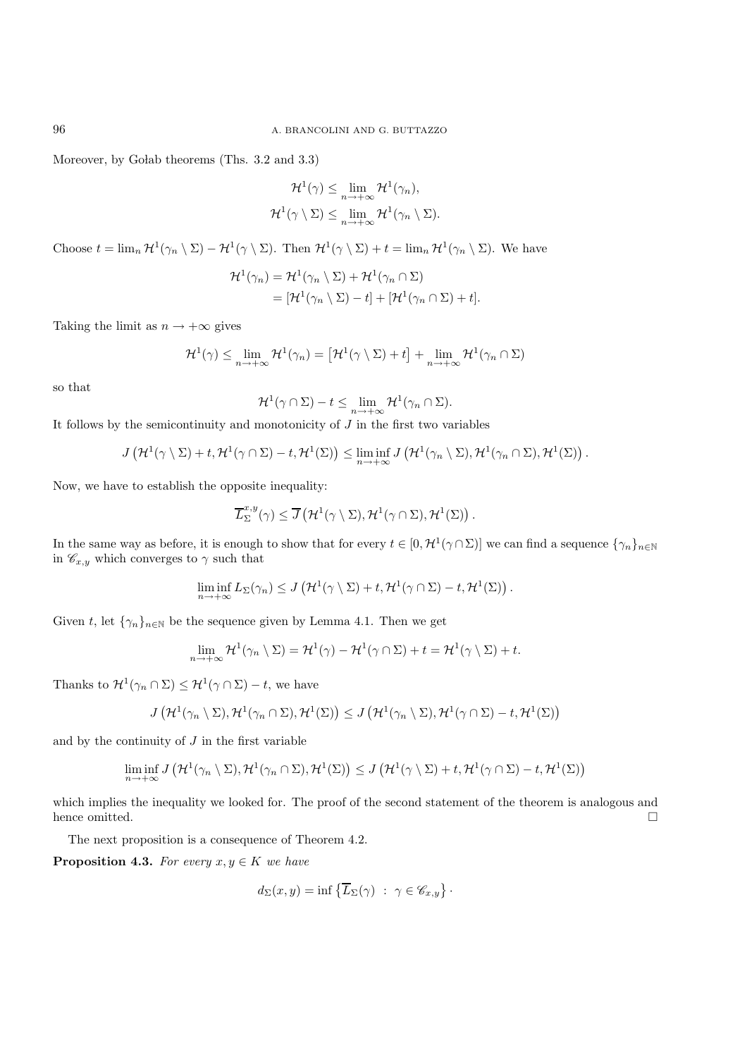Moreover, by Gołab theorems (Ths. 3.2 and 3.3)

$$\mathcal{H}^1(\gamma) \leq \lim_{n\to+\infty} \mathcal{H}^1(\gamma_n),$$
$$\mathcal{H}^1(\gamma \setminus \Sigma) \leq \lim_{n\to+\infty} \mathcal{H}^1(\gamma_n \setminus \Sigma).$$

Choose $t = \lim_n \mathcal{H}^1(\gamma_n \setminus \Sigma) - \mathcal{H}^1(\gamma \setminus \Sigma)$. Then $\mathcal{H}^1(\gamma \setminus \Sigma) + t = \lim_n \mathcal{H}^1(\gamma_n \setminus \Sigma)$. We have

$$\begin{aligned}\mathcal{H}^1(\gamma_n) &= \mathcal{H}^1(\gamma_n \setminus \Sigma) + \mathcal{H}^1(\gamma_n \cap \Sigma) \\ &= [\mathcal{H}^1(\gamma_n \setminus \Sigma) - t] + [\mathcal{H}^1(\gamma_n \cap \Sigma) + t].\end{aligned}$$

Taking the limit as $n \to +\infty$ gives

$$\mathcal{H}^1(\gamma) \leq \lim_{n\to+\infty} \mathcal{H}^1(\gamma_n) = \left[\mathcal{H}^1(\gamma \setminus \Sigma) + t\right] + \lim_{n\to+\infty} \mathcal{H}^1(\gamma_n \cap \Sigma)$$

so that

$$\mathcal{H}^1(\gamma \cap \Sigma) - t \leq \lim_{n\to+\infty} \mathcal{H}^1(\gamma_n \cap \Sigma).$$

It follows by the semicontinuity and monotonicity of $J$ in the first two variables

$$J\left(\mathcal{H}^1(\gamma \setminus \Sigma) + t, \mathcal{H}^1(\gamma \cap \Sigma) - t, \mathcal{H}^1(\Sigma)\right) \leq \liminf_{n\to+\infty} J\left(\mathcal{H}^1(\gamma_n \setminus \Sigma), \mathcal{H}^1(\gamma_n \cap \Sigma), \mathcal{H}^1(\Sigma)\right).$$

Now, we have to establish the opposite inequality:

$$\overline{L}^{x,y}_\Sigma(\gamma) \leq \overline{J}\left(\mathcal{H}^1(\gamma \setminus \Sigma), \mathcal{H}^1(\gamma \cap \Sigma), \mathcal{H}^1(\Sigma)\right).$$

In the same way as before, it is enough to show that for every $t \in [0, \mathcal{H}^1(\gamma \cap \Sigma)]$ we can find a sequence $\{\gamma_n\}_{n\in\mathbb{N}}$ in $\mathscr{C}_{x,y}$ which converges to $\gamma$ such that

$$\liminf_{n\to+\infty} L_\Sigma(\gamma_n) \leq J\left(\mathcal{H}^1(\gamma \setminus \Sigma) + t, \mathcal{H}^1(\gamma \cap \Sigma) - t, \mathcal{H}^1(\Sigma)\right).$$

Given $t$, let $\{\gamma_n\}_{n\in\mathbb{N}}$ be the sequence given by Lemma 4.1. Then we get

$$\lim_{n\to+\infty} \mathcal{H}^1(\gamma_n \setminus \Sigma) = \mathcal{H}^1(\gamma) - \mathcal{H}^1(\gamma \cap \Sigma) + t = \mathcal{H}^1(\gamma \setminus \Sigma) + t.$$

Thanks to $\mathcal{H}^1(\gamma_n \cap \Sigma) \leq \mathcal{H}^1(\gamma \cap \Sigma) - t$, we have

$$J\left(\mathcal{H}^1(\gamma_n \setminus \Sigma), \mathcal{H}^1(\gamma_n \cap \Sigma), \mathcal{H}^1(\Sigma)\right) \leq J\left(\mathcal{H}^1(\gamma_n \setminus \Sigma), \mathcal{H}^1(\gamma \cap \Sigma) - t, \mathcal{H}^1(\Sigma)\right)$$

and by the continuity of $J$ in the first variable

$$\liminf_{n\to+\infty} J\left(\mathcal{H}^1(\gamma_n \setminus \Sigma), \mathcal{H}^1(\gamma_n \cap \Sigma), \mathcal{H}^1(\Sigma)\right) \leq J\left(\mathcal{H}^1(\gamma \setminus \Sigma) + t, \mathcal{H}^1(\gamma \cap \Sigma) - t, \mathcal{H}^1(\Sigma)\right)$$

which implies the inequality we looked for. The proof of the second statement of the theorem is analogous and hence omitted. $\square$

The next proposition is a consequence of Theorem 4.2.

**Proposition 4.3.** *For every $x, y \in K$ we have*

$$d_\Sigma(x, y) = \inf\left\{\overline{L}_\Sigma(\gamma) \ : \ \gamma \in \mathscr{C}_{x,y}\right\}.$$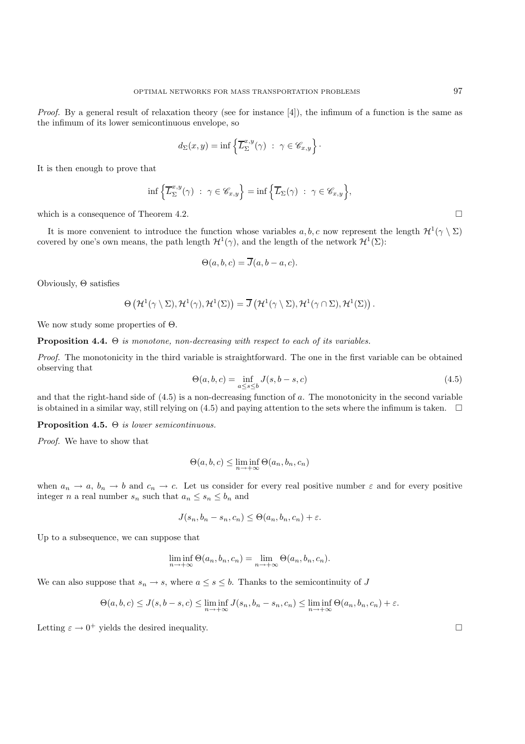*Proof.* By a general result of relaxation theory (see for instance [4]), the infimum of a function is the same as the infimum of its lower semicontinuous envelope, so

$$d_\Sigma(x,y) = \inf\left\{\overline{L}_\Sigma^{x,y}(\gamma) \ : \ \gamma \in \mathscr{C}_{x,y}\right\}.$$

It is then enough to prove that

$$\inf\left\{\overline{L}_\Sigma^{x,y}(\gamma) \ : \ \gamma \in \mathscr{C}_{x,y}\right\} = \inf\left\{\overline{L}_\Sigma(\gamma) \ : \ \gamma \in \mathscr{C}_{x,y}\right\},$$

which is a consequence of Theorem 4.2. $\square$

It is more convenient to introduce the function whose variables $a, b, c$ now represent the length $\mathcal{H}^1(\gamma \setminus \Sigma)$ covered by one's own means, the path length $\mathcal{H}^1(\gamma)$, and the length of the network $\mathcal{H}^1(\Sigma)$:

$$\Theta(a,b,c) = \overline{J}(a, b-a, c).$$

Obviously, $\Theta$ satisfies

$$\Theta\left(\mathcal{H}^1(\gamma \setminus \Sigma), \mathcal{H}^1(\gamma), \mathcal{H}^1(\Sigma)\right) = \overline{J}\left(\mathcal{H}^1(\gamma \setminus \Sigma), \mathcal{H}^1(\gamma \cap \Sigma), \mathcal{H}^1(\Sigma)\right).$$

We now study some properties of $\Theta$.

**Proposition 4.4.** *$\Theta$ is monotone, non-decreasing with respect to each of its variables.*

*Proof.* The monotonicity in the third variable is straightforward. The one in the first variable can be obtained observing that

$$\Theta(a,b,c) = \inf_{a \le s \le b} J(s, b-s, c) \tag{4.5}$$

and that the right-hand side of (4.5) is a non-decreasing function of $a$. The monotonicity in the second variable is obtained in a similar way, still relying on (4.5) and paying attention to the sets where the infimum is taken. $\square$

**Proposition 4.5.** *$\Theta$ is lower semicontinuous.*

*Proof.* We have to show that

$$\Theta(a,b,c) \le \liminf_{n\to+\infty} \Theta(a_n, b_n, c_n)$$

when $a_n \to a$, $b_n \to b$ and $c_n \to c$. Let us consider for every real positive number $\varepsilon$ and for every positive integer $n$ a real number $s_n$ such that $a_n \le s_n \le b_n$ and

$$J(s_n, b_n - s_n, c_n) \le \Theta(a_n, b_n, c_n) + \varepsilon.$$

Up to a subsequence, we can suppose that

$$\liminf_{n\to+\infty} \Theta(a_n, b_n, c_n) = \lim_{n\to+\infty} \Theta(a_n, b_n, c_n).$$

We can also suppose that $s_n \to s$, where $a \le s \le b$. Thanks to the semicontinuity of $J$

$$\Theta(a,b,c) \le J(s, b-s, c) \le \liminf_{n\to+\infty} J(s_n, b_n - s_n, c_n) \le \liminf_{n\to+\infty} \Theta(a_n, b_n, c_n) + \varepsilon.$$

Letting $\varepsilon \to 0^+$ yields the desired inequality. $\square$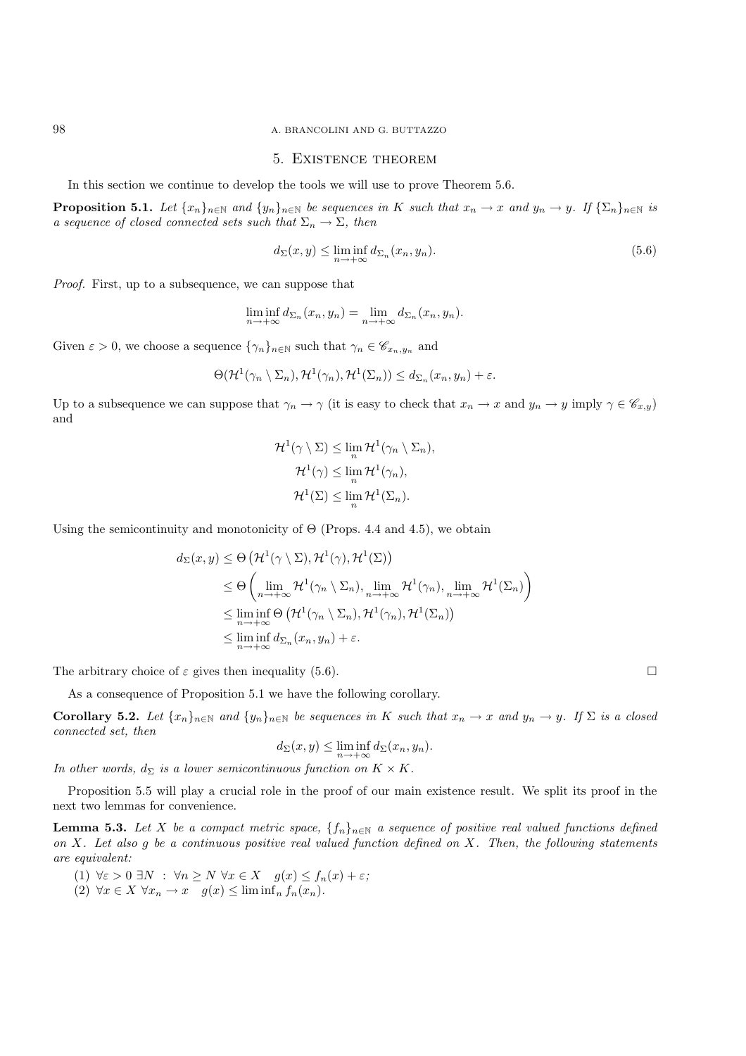## 5. Existence theorem

In this section we continue to develop the tools we will use to prove Theorem 5.6.

**Proposition 5.1.** *Let $\{x_n\}_{n\in\mathbb{N}}$ and $\{y_n\}_{n\in\mathbb{N}}$ be sequences in $K$ such that $x_n \to x$ and $y_n \to y$. If $\{\Sigma_n\}_{n\in\mathbb{N}}$ is a sequence of closed connected sets such that $\Sigma_n \to \Sigma$, then*

$$d_\Sigma(x,y) \le \liminf_{n\to+\infty} d_{\Sigma_n}(x_n,y_n). \tag{5.6}$$

*Proof.* First, up to a subsequence, we can suppose that

$$\liminf_{n\to+\infty} d_{\Sigma_n}(x_n,y_n) = \lim_{n\to+\infty} d_{\Sigma_n}(x_n,y_n).$$

Given $\varepsilon > 0$, we choose a sequence $\{\gamma_n\}_{n\in\mathbb{N}}$ such that $\gamma_n \in \mathscr{C}_{x_n,y_n}$ and

$$\Theta(\mathcal{H}^1(\gamma_n\setminus\Sigma_n),\mathcal{H}^1(\gamma_n),\mathcal{H}^1(\Sigma_n)) \le d_{\Sigma_n}(x_n,y_n)+\varepsilon.$$

Up to a subsequence we can suppose that $\gamma_n \to \gamma$ (it is easy to check that $x_n \to x$ and $y_n \to y$ imply $\gamma \in \mathscr{C}_{x,y}$) and

$$\mathcal{H}^1(\gamma\setminus\Sigma) \le \lim_n \mathcal{H}^1(\gamma_n\setminus\Sigma_n),$$
$$\mathcal{H}^1(\gamma) \le \lim_n \mathcal{H}^1(\gamma_n),$$
$$\mathcal{H}^1(\Sigma) \le \lim_n \mathcal{H}^1(\Sigma_n).$$

Using the semicontinuity and monotonicity of $\Theta$ (Props. 4.4 and 4.5), we obtain

$$\begin{aligned}
d_\Sigma(x,y) &\le \Theta\left(\mathcal{H}^1(\gamma\setminus\Sigma),\mathcal{H}^1(\gamma),\mathcal{H}^1(\Sigma)\right)\\
&\le \Theta\left(\lim_{n\to+\infty}\mathcal{H}^1(\gamma_n\setminus\Sigma_n),\lim_{n\to+\infty}\mathcal{H}^1(\gamma_n),\lim_{n\to+\infty}\mathcal{H}^1(\Sigma_n)\right)\\
&\le \liminf_{n\to+\infty}\Theta\left(\mathcal{H}^1(\gamma_n\setminus\Sigma_n),\mathcal{H}^1(\gamma_n),\mathcal{H}^1(\Sigma_n)\right)\\
&\le \liminf_{n\to+\infty} d_{\Sigma_n}(x_n,y_n)+\varepsilon.
\end{aligned}$$

The arbitrary choice of $\varepsilon$ gives then inequality (5.6). □

As a consequence of Proposition 5.1 we have the following corollary.

**Corollary 5.2.** *Let $\{x_n\}_{n\in\mathbb{N}}$ and $\{y_n\}_{n\in\mathbb{N}}$ be sequences in $K$ such that $x_n \to x$ and $y_n \to y$. If $\Sigma$ is a closed connected set, then*

$$d_\Sigma(x,y) \le \liminf_{n\to+\infty} d_\Sigma(x_n,y_n).$$

*In other words, $d_\Sigma$ is a lower semicontinuous function on $K \times K$.*

Proposition 5.5 will play a crucial role in the proof of our main existence result. We split its proof in the next two lemmas for convenience.

**Lemma 5.3.** *Let $X$ be a compact metric space, $\{f_n\}_{n\in\mathbb{N}}$ a sequence of positive real valued functions defined on $X$. Let also $g$ be a continuous positive real valued function defined on $X$. Then, the following statements are equivalent:*

1. $\forall\varepsilon > 0\ \exists N\ :\ \forall n \ge N\ \forall x \in X\quad g(x) \le f_n(x)+\varepsilon$;
2. $\forall x \in X\ \forall x_n \to x\quad g(x) \le \liminf_n f_n(x_n)$.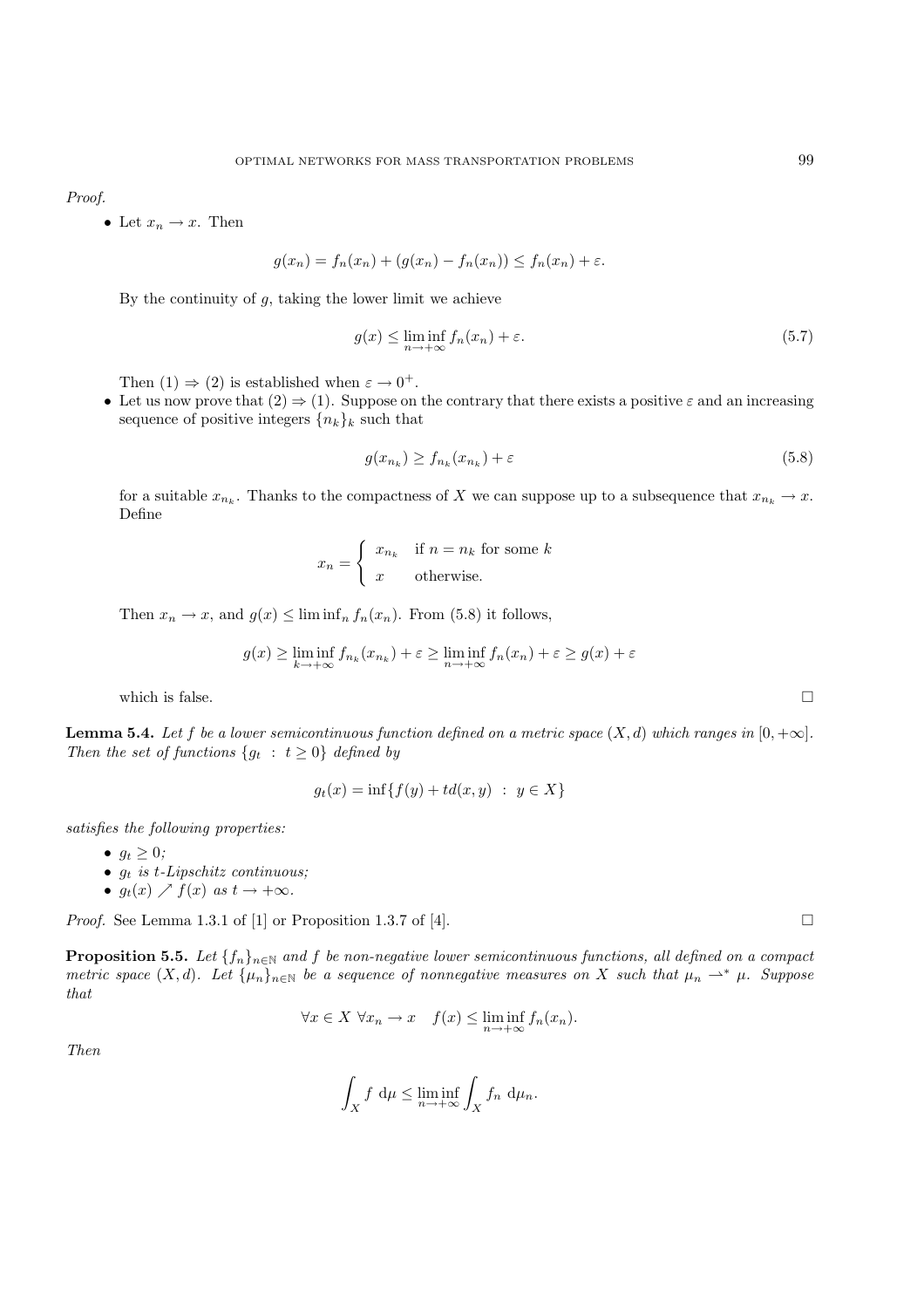*Proof.*

- Let $x_n \to x$. Then

$$g(x_n) = f_n(x_n) + (g(x_n) - f_n(x_n)) \le f_n(x_n) + \varepsilon.$$

By the continuity of $g$, taking the lower limit we achieve

$$g(x) \le \liminf_{n\to+\infty} f_n(x_n) + \varepsilon. \tag{5.7}$$

Then (1) $\Rightarrow$ (2) is established when $\varepsilon \to 0^+$.

- Let us now prove that (2) $\Rightarrow$ (1). Suppose on the contrary that there exists a positive $\varepsilon$ and an increasing sequence of positive integers $\{n_k\}_k$ such that

$$g(x_{n_k}) \ge f_{n_k}(x_{n_k}) + \varepsilon \tag{5.8}$$

for a suitable $x_{n_k}$. Thanks to the compactness of $X$ we can suppose up to a subsequence that $x_{n_k} \to x$. Define

$$x_n = \begin{cases} x_{n_k} & \text{if } n = n_k \text{ for some } k \\ x & \text{otherwise.} \end{cases}$$

Then $x_n \to x$, and $g(x) \le \liminf_n f_n(x_n)$. From (5.8) it follows,

$$g(x) \ge \liminf_{k\to+\infty} f_{n_k}(x_{n_k}) + \varepsilon \ge \liminf_{n\to+\infty} f_n(x_n) + \varepsilon \ge g(x) + \varepsilon$$

which is false. □

**Lemma 5.4.** *Let $f$ be a lower semicontinuous function defined on a metric space $(X, d)$ which ranges in $[0, +\infty]$. Then the set of functions $\{g_t \ : \ t \ge 0\}$ defined by*

$$g_t(x) = \inf\{f(y) + td(x, y) \ : \ y \in X\}$$

*satisfies the following properties:*

- *$g_t \ge 0$;*
- *$g_t$ is $t$-Lipschitz continuous;*
- *$g_t(x) \nearrow f(x)$ as $t \to +\infty$.*

*Proof.* See Lemma 1.3.1 of [1] or Proposition 1.3.7 of [4]. □

**Proposition 5.5.** *Let $\{f_n\}_{n\in\mathbb{N}}$ and $f$ be non-negative lower semicontinuous functions, all defined on a compact metric space $(X, d)$. Let $\{\mu_n\}_{n\in\mathbb{N}}$ be a sequence of nonnegative measures on $X$ such that $\mu_n \rightharpoonup^* \mu$. Suppose that*

$$\forall x \in X \ \forall x_n \to x \quad f(x) \le \liminf_{n\to+\infty} f_n(x_n).$$

*Then*

$$\int_X f \ \mathrm{d}\mu \le \liminf_{n\to+\infty} \int_X f_n \ \mathrm{d}\mu_n.$$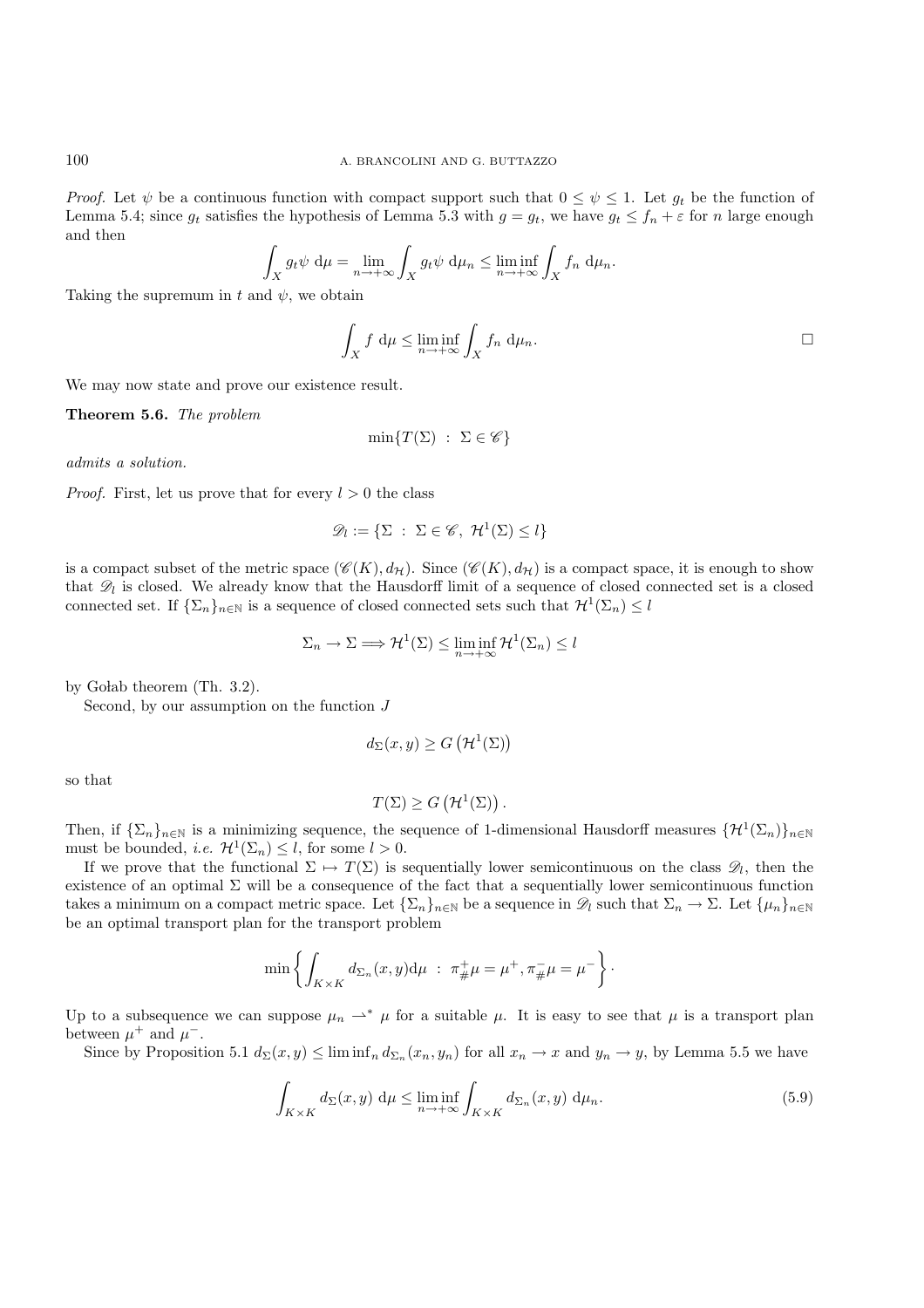*Proof.* Let $\psi$ be a continuous function with compact support such that $0 \leq \psi \leq 1$. Let $g_t$ be the function of Lemma 5.4; since $g_t$ satisfies the hypothesis of Lemma 5.3 with $g = g_t$, we have $g_t \leq f_n + \varepsilon$ for $n$ large enough and then

$$\int_X g_t \psi \; \mathrm{d}\mu = \lim_{n \to +\infty} \int_X g_t \psi \; \mathrm{d}\mu_n \leq \liminf_{n \to +\infty} \int_X f_n \; \mathrm{d}\mu_n.$$

Taking the supremum in $t$ and $\psi$, we obtain

$$\int_X f \; \mathrm{d}\mu \leq \liminf_{n \to +\infty} \int_X f_n \; \mathrm{d}\mu_n.$$

□

We may now state and prove our existence result.

**Theorem 5.6.** *The problem*

$$\min\{T(\Sigma) \; : \; \Sigma \in \mathscr{C}\}$$

*admits a solution.*

*Proof.* First, let us prove that for every $l > 0$ the class

$$\mathscr{D}_l := \{\Sigma \; : \; \Sigma \in \mathscr{C}, \; \mathcal{H}^1(\Sigma) \leq l\}$$

is a compact subset of the metric space $(\mathscr{C}(K), d_{\mathcal{H}})$. Since $(\mathscr{C}(K), d_{\mathcal{H}})$ is a compact space, it is enough to show that $\mathscr{D}_l$ is closed. We already know that the Hausdorff limit of a sequence of closed connected set is a closed connected set. If $\{\Sigma_n\}_{n \in \mathbb{N}}$ is a sequence of closed connected sets such that $\mathcal{H}^1(\Sigma_n) \leq l$

$$\Sigma_n \to \Sigma \Longrightarrow \mathcal{H}^1(\Sigma) \leq \liminf_{n \to +\infty} \mathcal{H}^1(\Sigma_n) \leq l$$

by Gołab theorem (Th. 3.2).

Second, by our assumption on the function $J$

$$d_\Sigma(x, y) \geq G\left(\mathcal{H}^1(\Sigma)\right)$$

so that

$$T(\Sigma) \geq G\left(\mathcal{H}^1(\Sigma)\right).$$

Then, if $\{\Sigma_n\}_{n \in \mathbb{N}}$ is a minimizing sequence, the sequence of 1-dimensional Hausdorff measures $\{\mathcal{H}^1(\Sigma_n)\}_{n \in \mathbb{N}}$ must be bounded, *i.e.* $\mathcal{H}^1(\Sigma_n) \leq l$, for some $l > 0$.

If we prove that the functional $\Sigma \mapsto T(\Sigma)$ is sequentially lower semicontinuous on the class $\mathscr{D}_l$, then the existence of an optimal $\Sigma$ will be a consequence of the fact that a sequentially lower semicontinuous function takes a minimum on a compact metric space. Let $\{\Sigma_n\}_{n \in \mathbb{N}}$ be a sequence in $\mathscr{D}_l$ such that $\Sigma_n \to \Sigma$. Let $\{\mu_n\}_{n \in \mathbb{N}}$ be an optimal transport plan for the transport problem

$$\min\left\{\int_{K \times K} d_{\Sigma_n}(x, y) \mathrm{d}\mu \; : \; \pi^+_\# \mu = \mu^+, \pi^-_\# \mu = \mu^-\right\}.$$

Up to a subsequence we can suppose $\mu_n \rightharpoonup^* \mu$ for a suitable $\mu$. It is easy to see that $\mu$ is a transport plan between $\mu^+$ and $\mu^-$.

Since by Proposition 5.1 $d_\Sigma(x, y) \leq \liminf_n d_{\Sigma_n}(x_n, y_n)$ for all $x_n \to x$ and $y_n \to y$, by Lemma 5.5 we have

$$\int_{K \times K} d_\Sigma(x, y) \; \mathrm{d}\mu \leq \liminf_{n \to +\infty} \int_{K \times K} d_{\Sigma_n}(x, y) \; \mathrm{d}\mu_n. \tag{5.9}$$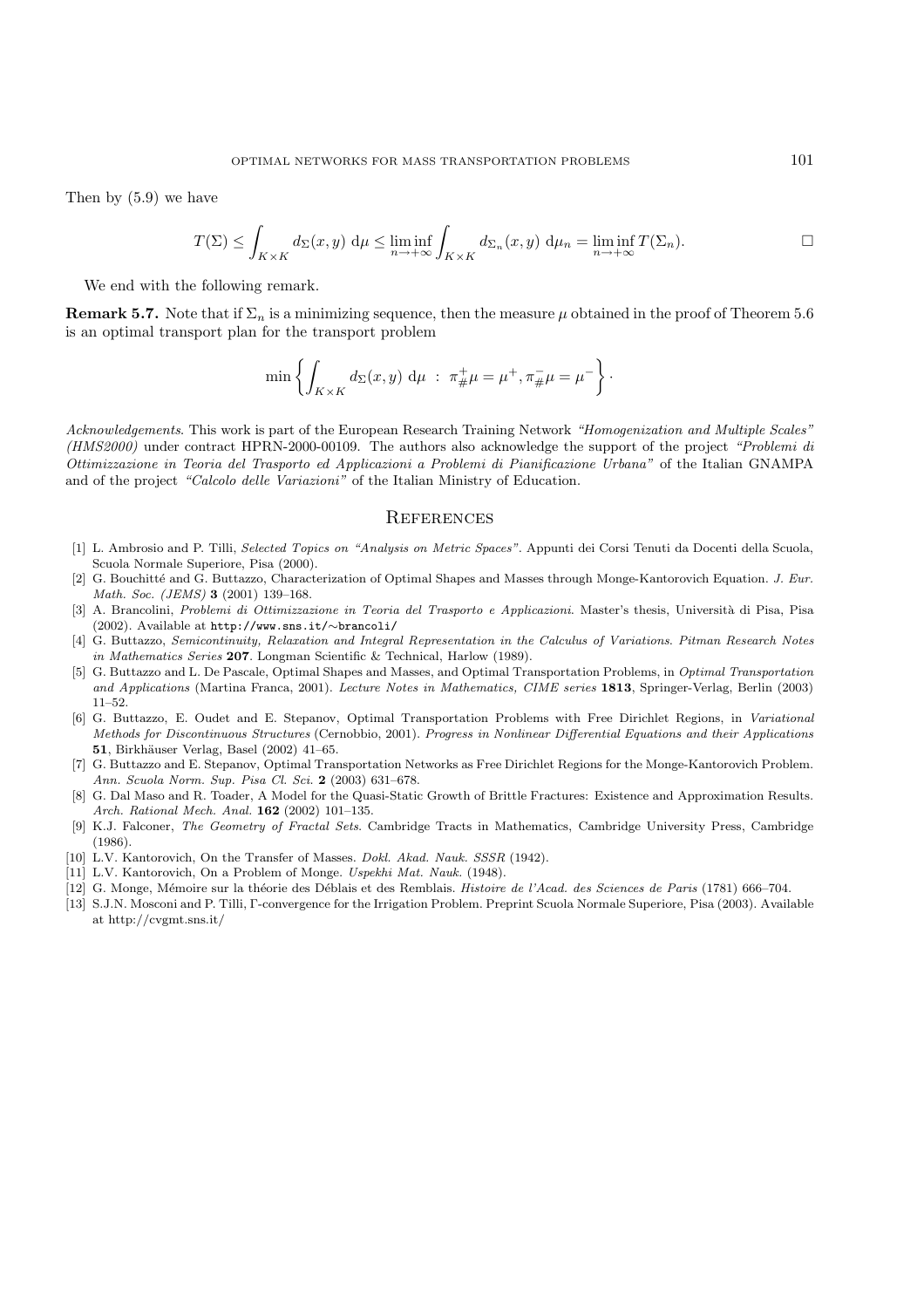Then by (5.9) we have

$$T(\Sigma) \leq \int_{K\times K} d_\Sigma(x,y)\ \mathrm{d}\mu \leq \liminf_{n\to+\infty} \int_{K\times K} d_{\Sigma_n}(x,y)\ \mathrm{d}\mu_n = \liminf_{n\to+\infty} T(\Sigma_n). \qquad \square$$

We end with the following remark.

**Remark 5.7.** Note that if $\Sigma_n$ is a minimizing sequence, then the measure $\mu$ obtained in the proof of Theorem 5.6 is an optimal transport plan for the transport problem

$$\min\left\{ \int_{K\times K} d_\Sigma(x,y)\ \mathrm{d}\mu\ :\ \pi^+_\#\mu = \mu^+, \pi^-_\#\mu = \mu^- \right\}.$$

*Acknowledgements*. This work is part of the European Research Training Network *"Homogenization and Multiple Scales" (HMS2000)* under contract HPRN-2000-00109. The authors also acknowledge the support of the project *"Problemi di Ottimizzazione in Teoria del Trasporto ed Applicazioni a Problemi di Pianificazione Urbana"* of the Italian GNAMPA and of the project *"Calcolo delle Variazioni"* of the Italian Ministry of Education.

## References

[1] L. Ambrosio and P. Tilli, *Selected Topics on "Analysis on Metric Spaces"*. Appunti dei Corsi Tenuti da Docenti della Scuola, Scuola Normale Superiore, Pisa (2000).

[2] G. Bouchitté and G. Buttazzo, Characterization of Optimal Shapes and Masses through Monge-Kantorovich Equation. *J. Eur. Math. Soc. (JEMS)* **3** (2001) 139–168.

[3] A. Brancolini, *Problemi di Ottimizzazione in Teoria del Trasporto e Applicazioni*. Master's thesis, Università di Pisa, Pisa (2002). Available at `http://www.sns.it/~brancoli/`

[4] G. Buttazzo, *Semicontinuity, Relaxation and Integral Representation in the Calculus of Variations. Pitman Research Notes in Mathematics Series* **207**. Longman Scientific & Technical, Harlow (1989).

[5] G. Buttazzo and L. De Pascale, Optimal Shapes and Masses, and Optimal Transportation Problems, in *Optimal Transportation and Applications* (Martina Franca, 2001). *Lecture Notes in Mathematics, CIME series* **1813**, Springer-Verlag, Berlin (2003) 11–52.

[6] G. Buttazzo, E. Oudet and E. Stepanov, Optimal Transportation Problems with Free Dirichlet Regions, in *Variational Methods for Discontinuous Structures* (Cernobbio, 2001). *Progress in Nonlinear Differential Equations and their Applications* **51**, Birkhäuser Verlag, Basel (2002) 41–65.

[7] G. Buttazzo and E. Stepanov, Optimal Transportation Networks as Free Dirichlet Regions for the Monge-Kantorovich Problem. *Ann. Scuola Norm. Sup. Pisa Cl. Sci.* **2** (2003) 631–678.

[8] G. Dal Maso and R. Toader, A Model for the Quasi-Static Growth of Brittle Fractures: Existence and Approximation Results. *Arch. Rational Mech. Anal.* **162** (2002) 101–135.

[9] K.J. Falconer, *The Geometry of Fractal Sets*. Cambridge Tracts in Mathematics, Cambridge University Press, Cambridge (1986).

[10] L.V. Kantorovich, On the Transfer of Masses. *Dokl. Akad. Nauk. SSSR* (1942).

[11] L.V. Kantorovich, On a Problem of Monge. *Uspekhi Mat. Nauk.* (1948).

[12] G. Monge, Mémoire sur la théorie des Déblais et des Remblais. *Histoire de l'Acad. des Sciences de Paris* (1781) 666–704.

[13] S.J.N. Mosconi and P. Tilli, Γ-convergence for the Irrigation Problem. Preprint Scuola Normale Superiore, Pisa (2003). Available at http://cvgmt.sns.it/